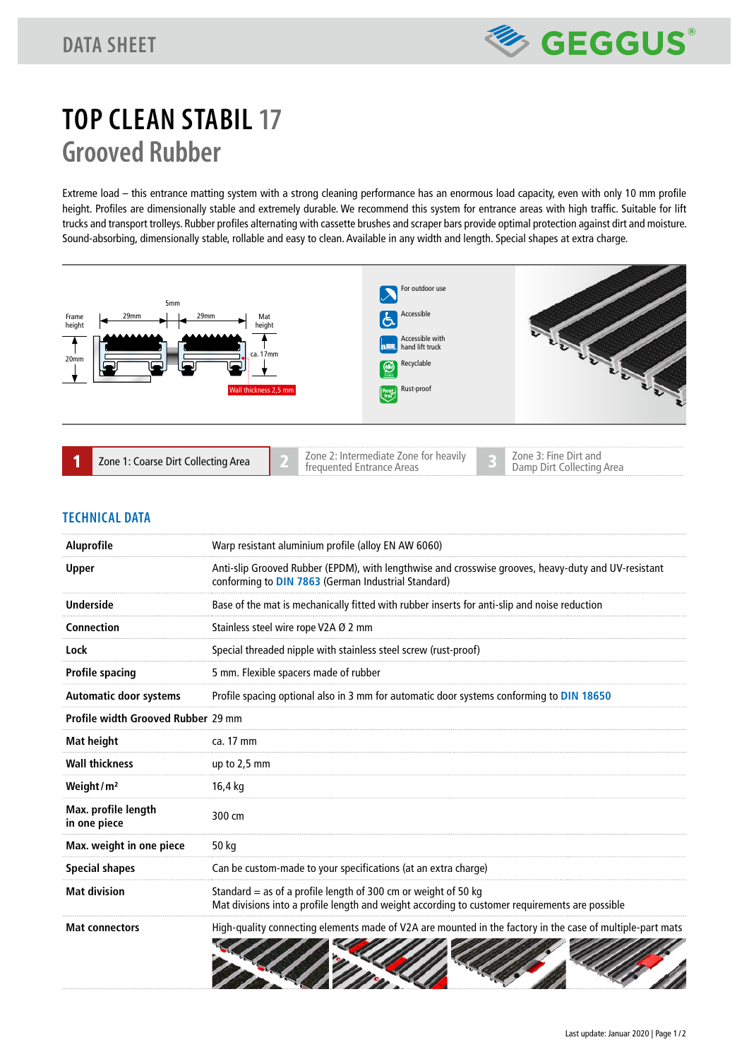DATA SHEET

# TOP CLEAN STABIL 17
## Grooved Rubber

Extreme load – this entrance matting system with a strong cleaning performance has an enormous load capacity, even with only 10 mm profile height. Profiles are dimensionally stable and extremely durable. We recommend this system for entrance areas with high traffic. Suitable for lift trucks and transport trolleys. Rubber profiles alternating with cassette brushes and scraper bars provide optimal protection against dirt and moisture. Sound-absorbing, dimensionally stable, rollable and easy to clean. Available in any width and length. Special shapes at extra charge.

Frame height 20mm — 29mm — 5mm — 29mm — Mat height ca. 17mm — Wall thickness 2,5 mm

- For outdoor use
- Accessible
- Accessible with hand lift truck
- Recyclable
- Rust-proof

| 1 | Zone 1: Coarse Dirt Collecting Area | 2 | Zone 2: Intermediate Zone for heavily frequented Entrance Areas | 3 | Zone 3: Fine Dirt and Damp Dirt Collecting Area |
|---|---|---|---|---|---|

## TECHNICAL DATA

| | |
|---|---|
| **Aluprofile** | Warp resistant aluminium profile (alloy EN AW 6060) |
| **Upper** | Anti-slip Grooved Rubber (EPDM), with lengthwise and crosswise grooves, heavy-duty and UV-resistant conforming to DIN 7863 (German Industrial Standard) |
| **Underside** | Base of the mat is mechanically fitted with rubber inserts for anti-slip and noise reduction |
| **Connection** | Stainless steel wire rope V2A Ø 2 mm |
| **Lock** | Special threaded nipple with stainless steel screw (rust-proof) |
| **Profile spacing** | 5 mm. Flexible spacers made of rubber |
| **Automatic door systems** | Profile spacing optional also in 3 mm for automatic door systems conforming to DIN 18650 |
| **Profile width Grooved Rubber** | 29 mm |
| **Mat height** | ca. 17 mm |
| **Wall thickness** | up to 2,5 mm |
| **Weight / m²** | 16,4 kg |
| **Max. profile length in one piece** | 300 cm |
| **Max. weight in one piece** | 50 kg |
| **Special shapes** | Can be custom-made to your specifications (at an extra charge) |
| **Mat division** | Standard = as of a profile length of 300 cm or weight of 50 kg<br>Mat divisions into a profile length and weight according to customer requirements are possible |
| **Mat connectors** | High-quality connecting elements made of V2A are mounted in the factory in the case of multiple-part mats |

Last update: Januar 2020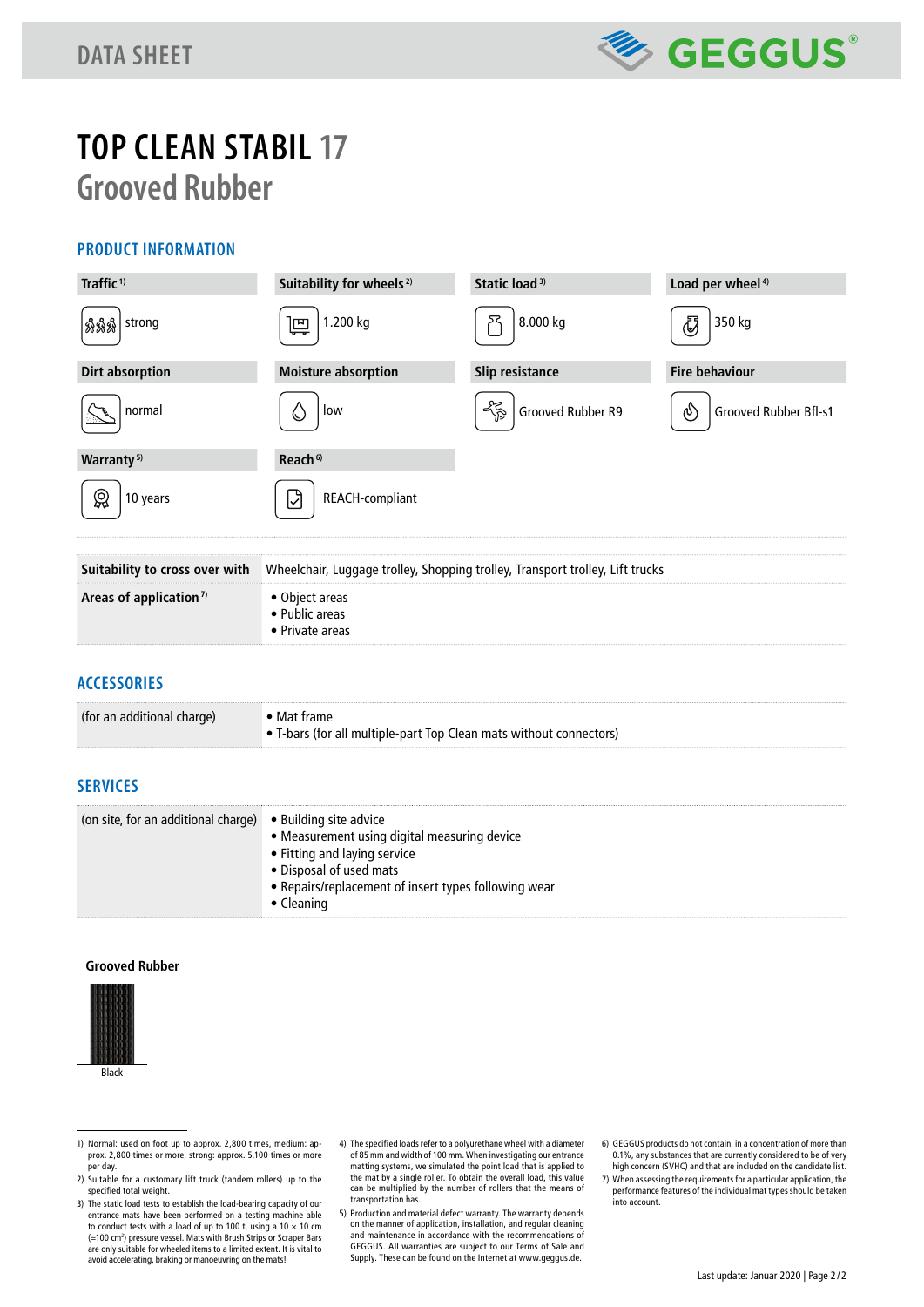# TOP CLEAN STABIL 17
## Grooved Rubber

### PRODUCT INFORMATION

| Traffic [1] | Suitability for wheels [2] | Static load [3] | Load per wheel [4] |
|---|---|---|---|
| strong | 1.200 kg | 8.000 kg | 350 kg |
| **Dirt absorption** | **Moisture absorption** | **Slip resistance** | **Fire behaviour** |
| normal | low | Grooved Rubber R9 | Grooved Rubber Bfl-s1 |
| **Warranty [5]** | **Reach [6]** | | |
| 10 years | REACH-compliant | | |

| | |
|---|---|
| **Suitability to cross over with** | Wheelchair, Luggage trolley, Shopping trolley, Transport trolley, Lift trucks |
| **Areas of application [7]** | • Object areas<br>• Public areas<br>• Private areas |

### ACCESSORIES

| | |
|---|---|
| (for an additional charge) | • Mat frame<br>• T-bars (for all multiple-part Top Clean mats without connectors) |

### SERVICES

| | |
|---|---|
| (on site, for an additional charge) | • Building site advice<br>• Measurement using digital measuring device<br>• Fitting and laying service<br>• Disposal of used mats<br>• Repairs/replacement of insert types following wear<br>• Cleaning |

**Grooved Rubber**

Black

---

1) Normal: used on foot up to approx. 2,800 times, medium: approx. 2,800 times or more, strong: approx. 5,100 times or more per day.
2) Suitable for a customary lift truck (tandem rollers) up to the specified total weight.
3) The static load tests to establish the load-bearing capacity of our entrance mats have been performed on a testing machine able to conduct tests with a load of up to 100 t, using a 10 × 10 cm (=100 cm²) pressure vessel. Mats with Brush Strips or Scraper Bars are only suitable for wheeled items to a limited extent. It is vital to avoid accelerating, braking or manoeuvring on the mats!
4) The specified loads refer to a polyurethane wheel with a diameter of 85 mm and width of 100 mm. When investigating our entrance matting systems, we simulated the point load that is applied to the mat by a single roller. To obtain the overall load, this value can be multiplied by the number of rollers that the means of transportation has.
5) Production and material defect warranty. The warranty depends on the manner of application, installation, and regular cleaning and maintenance in accordance with the recommendations of GEGGUS. All warranties are subject to our Terms of Sale and Supply. These can be found on the Internet at www.geggus.de.
6) GEGGUS products do not contain, in a concentration of more than 0.1%, any substances that are currently considered to be of very high concern (SVHC) and that are included on the candidate list.
7) When assessing the requirements for a particular application, the performance features of the individual mat types should be taken into account.

Last update: Januar 2020